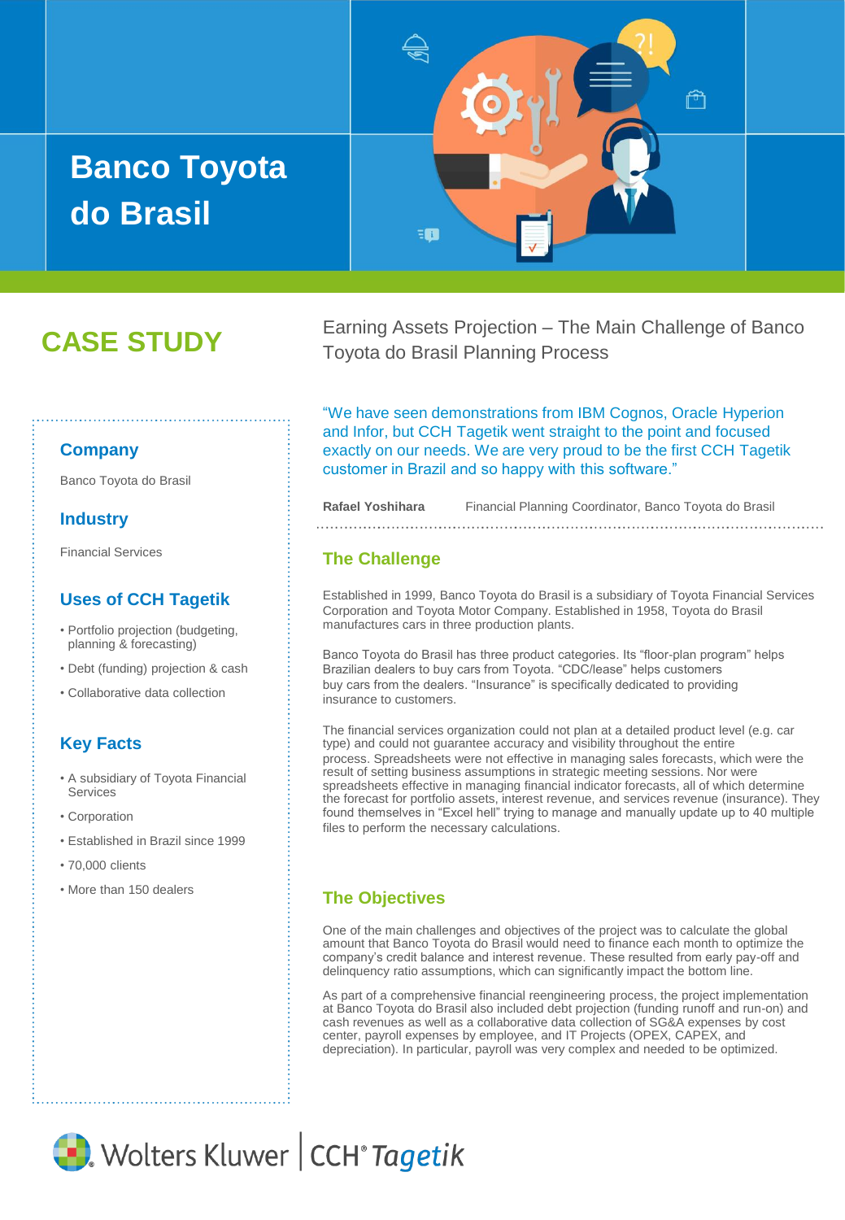# Banco Toyota do Brasil

## CASE STUDY

Earning Assets Projection – The Main Challenge of Banco Toyota do Brasil Planning Process

### Company

Banco Toyota do Brasil

### Industry

Financial Services

### Uses of CCH Tagetik

- Portfolio projection (budgeting, planning & forecasting)
- Debt (funding) projection & cash
- Collaborative data collection

### Key Facts

- A subsidiary of Toyota Financial Services
- Corporation
- Established in Brazil since 1999
- 70,000 clients
- More than 150 dealers

"We have seen demonstrations from IBM Cognos, Oracle Hyperion and Infor, but CCH Tagetik went straight to the point and focused exactly on our needs. We are very proud to be the first CCH Tagetik customer in Brazil and so happy with this software."

**Rafael Yoshihara** Financial Planning Coordinator, Banco Toyota do Brasil

### The Challenge

Established in 1999, Banco Toyota do Brasil is a subsidiary of Toyota Financial Services Corporation and Toyota Motor Company. Established in 1958, Toyota do Brasil manufactures cars in three production plants.

Banco Toyota do Brasil has three product categories. Its "floor-plan program" helps Brazilian dealers to buy cars from Toyota. "CDC/lease" helps customers buy cars from the dealers. "Insurance" is specifically dedicated to providing insurance to customers.

The financial services organization could not plan at a detailed product level (e.g. car type) and could not guarantee accuracy and visibility throughout the entire process. Spreadsheets were not effective in managing sales forecasts, which were the result of setting business assumptions in strategic meeting sessions. Nor were spreadsheets effective in managing financial indicator forecasts, all of which determine the forecast for portfolio assets, interest revenue, and services revenue (insurance). They found themselves in "Excel hell" trying to manage and manually update up to 40 multiple files to perform the necessary calculations.

### The Objectives

One of the main challenges and objectives of the project was to calculate the global amount that Banco Toyota do Brasil would need to finance each month to optimize the company's credit balance and interest revenue. These resulted from early pay-off and delinquency ratio assumptions, which can significantly impact the bottom line.

As part of a comprehensive financial reengineering process, the project implementation at Banco Toyota do Brasil also included debt projection (funding runoff and run-on) and cash revenues as well as a collaborative data collection of SG&A expenses by cost center, payroll expenses by employee, and IT Projects (OPEX, CAPEX, and depreciation). In particular, payroll was very complex and needed to be optimized.

Wolters Kluwer | CCH® Tagetik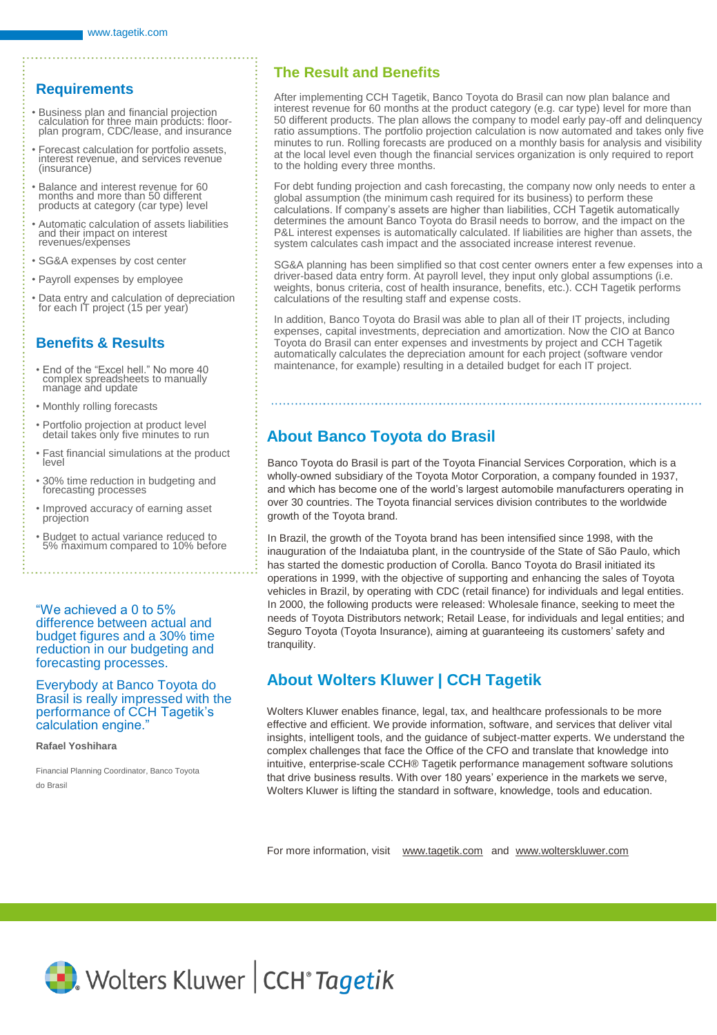## Requirements

- Business plan and financial projection calculation for three main products: floor-plan program, CDC/lease, and insurance
- Forecast calculation for portfolio assets, interest revenue, and services revenue (insurance)
- Balance and interest revenue for 60 months and more than 50 different products at category (car type) level
- Automatic calculation of assets liabilities and their impact on interest revenues/expenses
- SG&A expenses by cost center
- Payroll expenses by employee
- Data entry and calculation of depreciation for each IT project (15 per year)

## Benefits & Results

- End of the "Excel hell." No more 40 complex spreadsheets to manually manage and update
- Monthly rolling forecasts
- Portfolio projection at product level detail takes only five minutes to run
- Fast financial simulations at the product level
- 30% time reduction in budgeting and forecasting processes
- Improved accuracy of earning asset projection
- Budget to actual variance reduced to 5% maximum compared to 10% before

"We achieved a 0 to 5% difference between actual and budget figures and a 30% time reduction in our budgeting and forecasting processes.

Everybody at Banco Toyota do Brasil is really impressed with the performance of CCH Tagetik's calculation engine."

**Rafael Yoshihara**

Financial Planning Coordinator, Banco Toyota do Brasil

## The Result and Benefits

After implementing CCH Tagetik, Banco Toyota do Brasil can now plan balance and interest revenue for 60 months at the product category (e.g. car type) level for more than 50 different products. The plan allows the company to model early pay-off and delinquency ratio assumptions. The portfolio projection calculation is now automated and takes only five minutes to run. Rolling forecasts are produced on a monthly basis for analysis and visibility at the local level even though the financial services organization is only required to report to the holding every three months.

For debt funding projection and cash forecasting, the company now only needs to enter a global assumption (the minimum cash required for its business) to perform these calculations. If company's assets are higher than liabilities, CCH Tagetik automatically determines the amount Banco Toyota do Brasil needs to borrow, and the impact on the P&L interest expenses is automatically calculated. If liabilities are higher than assets, the system calculates cash impact and the associated increase interest revenue.

SG&A planning has been simplified so that cost center owners enter a few expenses into a driver-based data entry form. At payroll level, they input only global assumptions (i.e. weights, bonus criteria, cost of health insurance, benefits, etc.). CCH Tagetik performs calculations of the resulting staff and expense costs.

In addition, Banco Toyota do Brasil was able to plan all of their IT projects, including expenses, capital investments, depreciation and amortization. Now the CIO at Banco Toyota do Brasil can enter expenses and investments by project and CCH Tagetik automatically calculates the depreciation amount for each project (software vendor maintenance, for example) resulting in a detailed budget for each IT project.

## About Banco Toyota do Brasil

Banco Toyota do Brasil is part of the Toyota Financial Services Corporation, which is a wholly-owned subsidiary of the Toyota Motor Corporation, a company founded in 1937, and which has become one of the world's largest automobile manufacturers operating in over 30 countries. The Toyota financial services division contributes to the worldwide growth of the Toyota brand.

In Brazil, the growth of the Toyota brand has been intensified since 1998, with the inauguration of the Indaiatuba plant, in the countryside of the State of São Paulo, which has started the domestic production of Corolla. Banco Toyota do Brasil initiated its operations in 1999, with the objective of supporting and enhancing the sales of Toyota vehicles in Brazil, by operating with CDC (retail finance) for individuals and legal entities. In 2000, the following products were released: Wholesale finance, seeking to meet the needs of Toyota Distributors network; Retail Lease, for individuals and legal entities; and Seguro Toyota (Toyota Insurance), aiming at guaranteeing its customers' safety and tranquility.

## About Wolters Kluwer | CCH Tagetik

Wolters Kluwer enables finance, legal, tax, and healthcare professionals to be more effective and efficient. We provide information, software, and services that deliver vital insights, intelligent tools, and the guidance of subject-matter experts. We understand the complex challenges that face the Office of the CFO and translate that knowledge into intuitive, enterprise-scale CCH® Tagetik performance management software solutions that drive business results. With over 180 years' experience in the markets we serve, Wolters Kluwer is lifting the standard in software, knowledge, tools and education.

For more information, visit www.tagetik.com and www.wolterskluwer.com

Wolters Kluwer | CCH® Tagetik